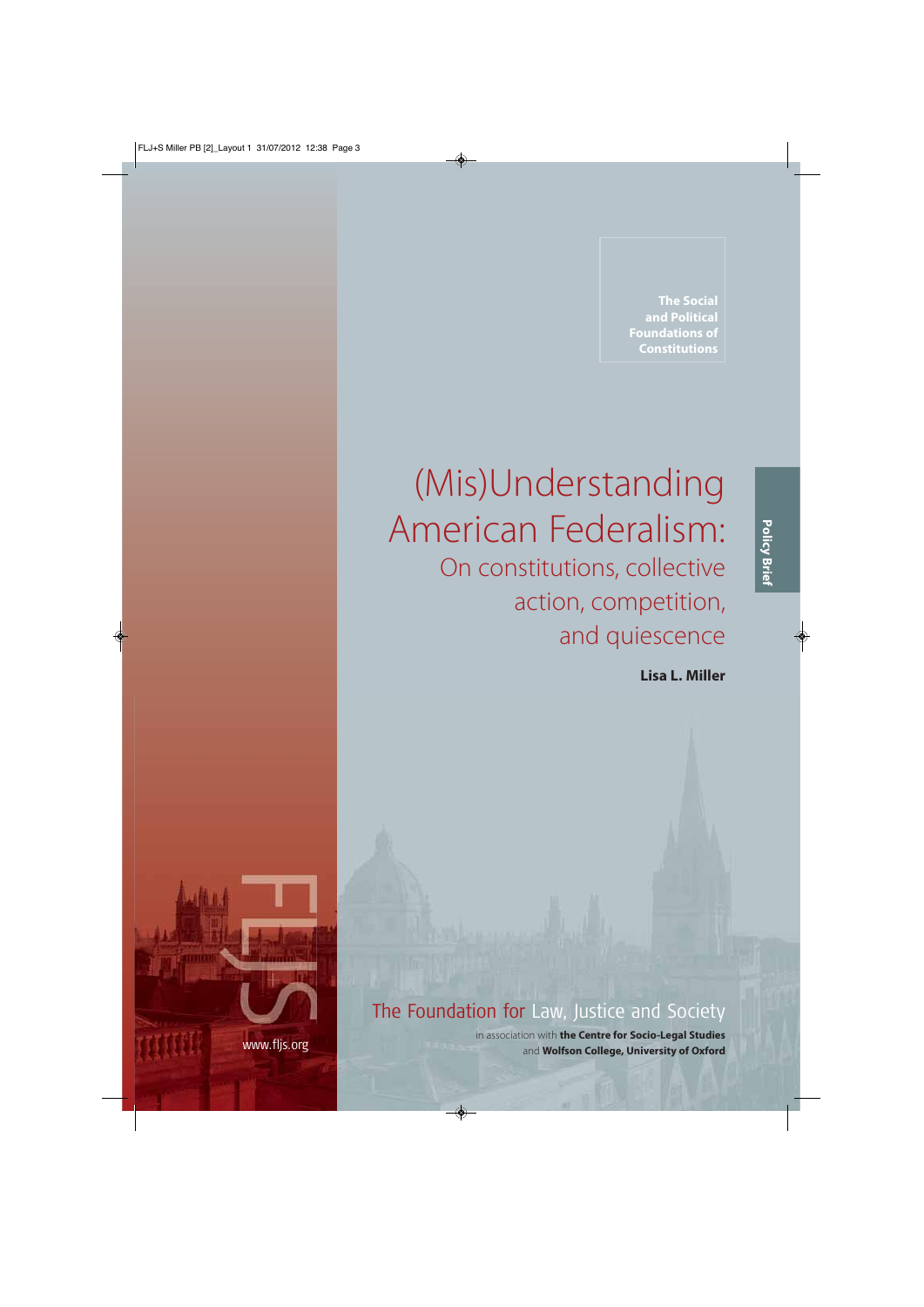The Social and Political Foundations of Constitutions

# (Mis)Understanding American Federalism:

## On constitutions, collective action, competition, and quiescence

**Lisa L. Miller**

Policy Brief

FLJS

www.fljs.org

The Foundation for Law, Justice and Society

in association with **the Centre for Socio-Legal Studies** and **Wolfson College, University of Oxford**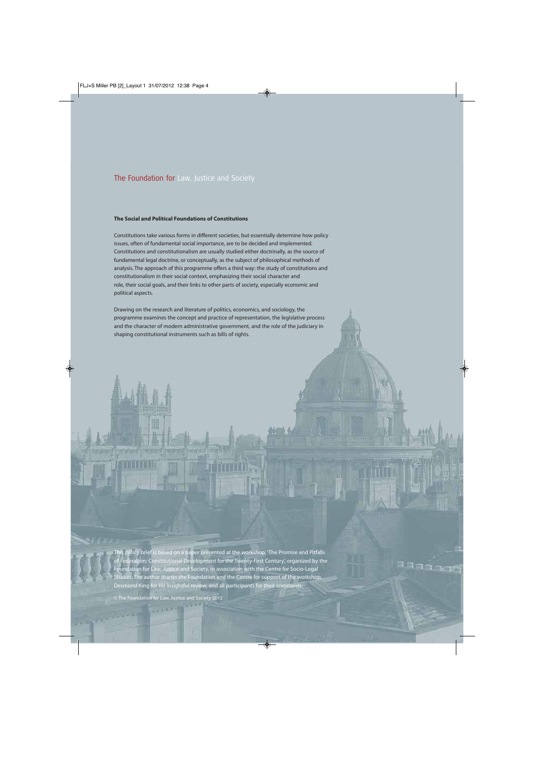The Foundation for Law, Justice and Society

**The Social and Political Foundations of Constitutions**

Constitutions take various forms in different societies, but essentially determine how policy issues, often of fundamental social importance, are to be decided and implemented. Constitutions and constitutionalism are usually studied either doctrinally, as the source of fundamental legal doctrine, or conceptually, as the subject of philosophical methods of analysis. The approach of this programme offers a third way: the study of constitutions and constitutionalism in their social context, emphasizing their social character and role, their social goals, and their links to other parts of society, especially economic and political aspects.

Drawing on the research and literature of politics, economics, and sociology, the programme examines the concept and practice of representation, the legislative process and the character of modern administrative government, and the role of the judiciary in shaping constitutional instruments such as bills of rights.

This policy brief is based on a paper presented at the workshop, 'The Promise and Pitfalls of Federalism: Constitutional Development for the Twenty-First Century', organized by the Foundation for Law, Justice and Society, in association with the Centre for Socio-Legal Studies. The author thanks the Foundation and the Centre for support of the workshop, Desmond King for his insightful review, and all participants for their comments.

© The Foundation for Law, Justice and Society 2012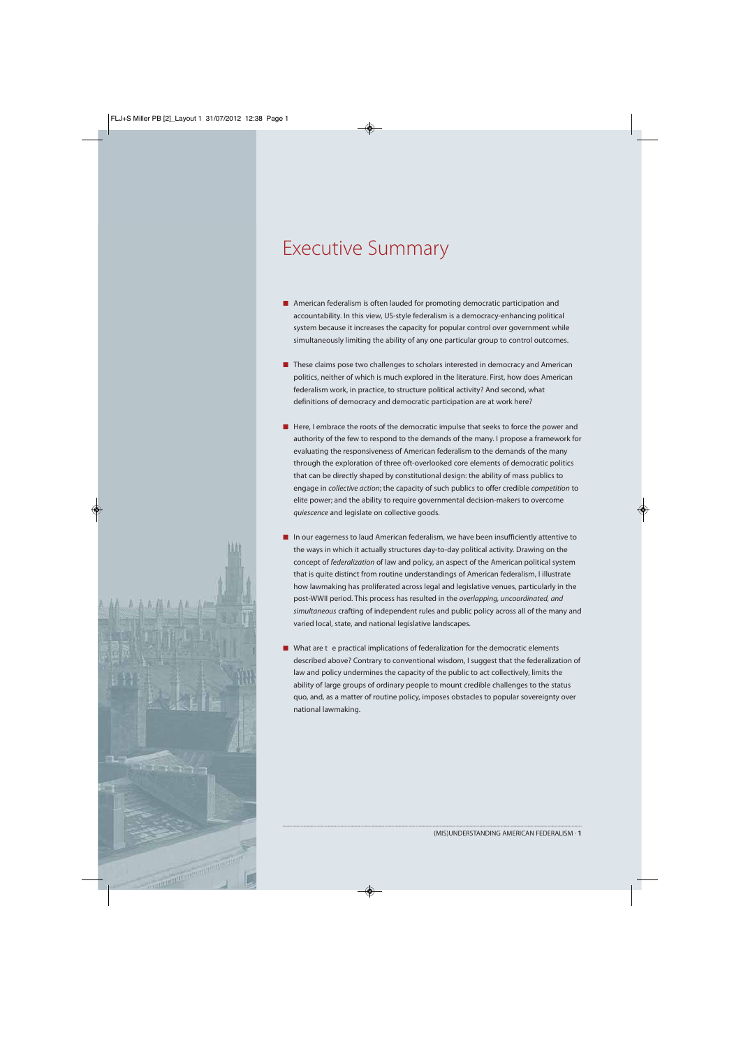# Executive Summary

- American federalism is often lauded for promoting democratic participation and accountability. In this view, US-style federalism is a democracy-enhancing political system because it increases the capacity for popular control over government while simultaneously limiting the ability of any one particular group to control outcomes.

- These claims pose two challenges to scholars interested in democracy and American politics, neither of which is much explored in the literature. First, how does American federalism work, in practice, to structure political activity? And second, what definitions of democracy and democratic participation are at work here?

- Here, I embrace the roots of the democratic impulse that seeks to force the power and authority of the few to respond to the demands of the many. I propose a framework for evaluating the responsiveness of American federalism to the demands of the many through the exploration of three oft-overlooked core elements of democratic politics that can be directly shaped by constitutional design: the ability of mass publics to engage in *collective action*; the capacity of such publics to offer credible *competition* to elite power; and the ability to require governmental decision-makers to overcome *quiescence* and legislate on collective goods.

- In our eagerness to laud American federalism, we have been insufficiently attentive to the ways in which it actually structures day-to-day political activity. Drawing on the concept of *federalization* of law and policy, an aspect of the American political system that is quite distinct from routine understandings of American federalism, I illustrate how lawmaking has proliferated across legal and legislative venues, particularly in the post-WWII period. This process has resulted in the *overlapping, uncoordinated, and simultaneous* crafting of independent rules and public policy across all of the many and varied local, state, and national legislative landscapes.

- What are t e practical implications of federalization for the democratic elements described above? Contrary to conventional wisdom, I suggest that the federalization of law and policy undermines the capacity of the public to act collectively, limits the ability of large groups of ordinary people to mount credible challenges to the status quo, and, as a matter of routine policy, imposes obstacles to popular sovereignty over national lawmaking.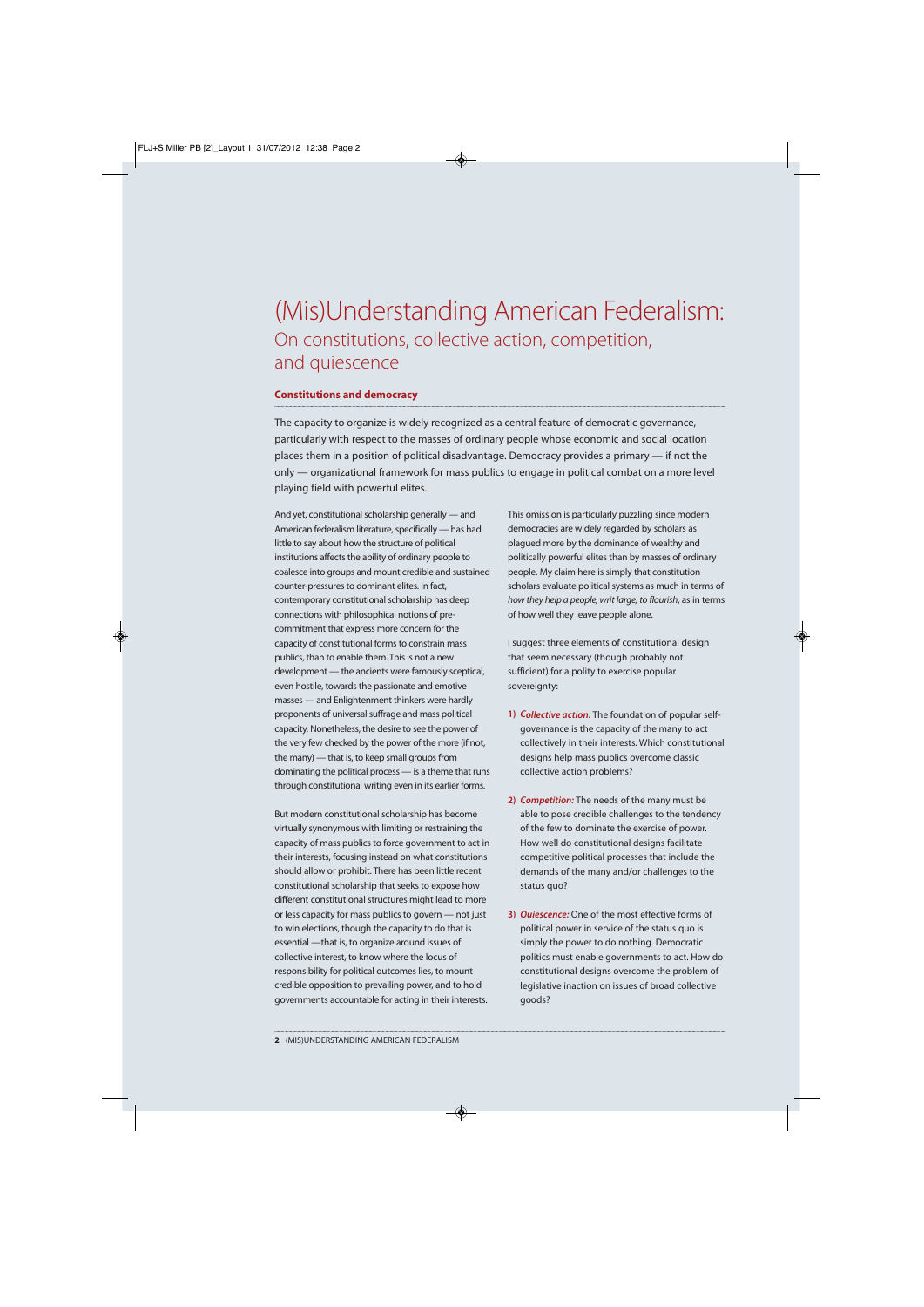# (Mis)Understanding American Federalism:

## On constitutions, collective action, competition, and quiescence

### Constitutions and democracy

The capacity to organize is widely recognized as a central feature of democratic governance, particularly with respect to the masses of ordinary people whose economic and social location places them in a position of political disadvantage. Democracy provides a primary — if not the only — organizational framework for mass publics to engage in political combat on a more level playing field with powerful elites.

And yet, constitutional scholarship generally — and American federalism literature, specifically — has had little to say about how the structure of political institutions affects the ability of ordinary people to coalesce into groups and mount credible and sustained counter-pressures to dominant elites. In fact, contemporary constitutional scholarship has deep connections with philosophical notions of pre-commitment that express more concern for the capacity of constitutional forms to constrain mass publics, than to enable them. This is not a new development — the ancients were famously sceptical, even hostile, towards the passionate and emotive masses — and Enlightenment thinkers were hardly proponents of universal suffrage and mass political capacity. Nonetheless, the desire to see the power of the very few checked by the power of the more (if not, the many) — that is, to keep small groups from dominating the political process — is a theme that runs through constitutional writing even in its earlier forms.

But modern constitutional scholarship has become virtually synonymous with limiting or restraining the capacity of mass publics to force government to act in their interests, focusing instead on what constitutions should allow or prohibit. There has been little recent constitutional scholarship that seeks to expose how different constitutional structures might lead to more or less capacity for mass publics to govern — not just to win elections, though the capacity to do that is essential —that is, to organize around issues of collective interest, to know where the locus of responsibility for political outcomes lies, to mount credible opposition to prevailing power, and to hold governments accountable for acting in their interests.

This omission is particularly puzzling since modern democracies are widely regarded by scholars as plagued more by the dominance of wealthy and politically powerful elites than by masses of ordinary people. My claim here is simply that constitution scholars evaluate political systems as much in terms of *how they help a people, writ large, to flourish*, as in terms of how well they leave people alone.

I suggest three elements of constitutional design that seem necessary (though probably not sufficient) for a polity to exercise popular sovereignty:

1) ***Collective action:*** The foundation of popular self-governance is the capacity of the many to act collectively in their interests. Which constitutional designs help mass publics overcome classic collective action problems?

2) ***Competition:*** The needs of the many must be able to pose credible challenges to the tendency of the few to dominate the exercise of power. How well do constitutional designs facilitate competitive political processes that include the demands of the many and/or challenges to the status quo?

3) ***Quiescence:*** One of the most effective forms of political power in service of the status quo is simply the power to do nothing. Democratic politics must enable governments to act. How do constitutional designs overcome the problem of legislative inaction on issues of broad collective goods?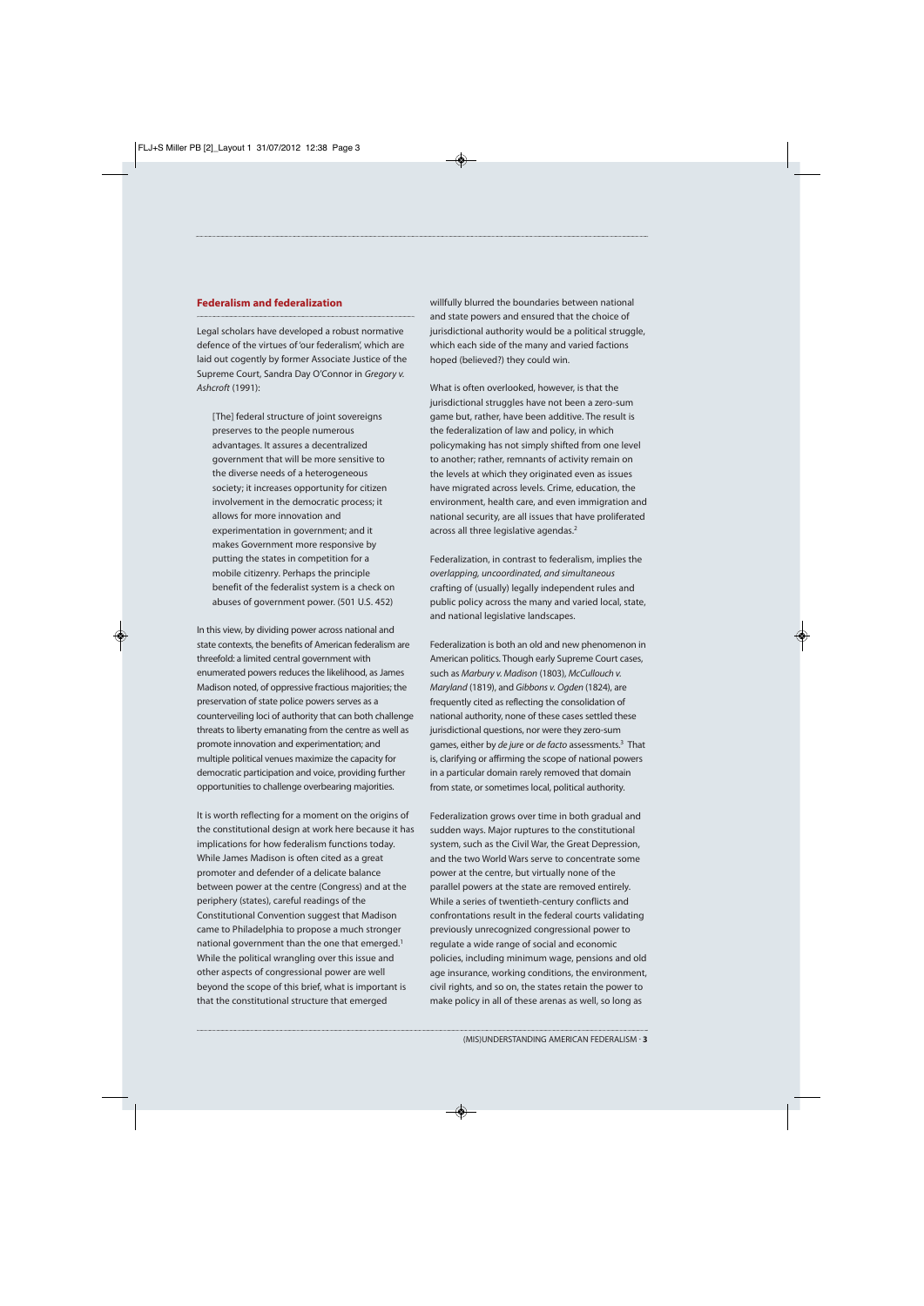## Federalism and federalization

Legal scholars have developed a robust normative defence of the virtues of 'our federalism', which are laid out cogently by former Associate Justice of the Supreme Court, Sandra Day O'Connor in *Gregory v. Ashcroft* (1991):

> [The] federal structure of joint sovereigns preserves to the people numerous advantages. It assures a decentralized government that will be more sensitive to the diverse needs of a heterogeneous society; it increases opportunity for citizen involvement in the democratic process; it allows for more innovation and experimentation in government; and it makes Government more responsive by putting the states in competition for a mobile citizenry. Perhaps the principle benefit of the federalist system is a check on abuses of government power. (501 U.S. 452)

In this view, by dividing power across national and state contexts, the benefits of American federalism are threefold: a limited central government with enumerated powers reduces the likelihood, as James Madison noted, of oppressive fractious majorities; the preservation of state police powers serves as a counterveiling loci of authority that can both challenge threats to liberty emanating from the centre as well as promote innovation and experimentation; and multiple political venues maximize the capacity for democratic participation and voice, providing further opportunities to challenge overbearing majorities.

It is worth reflecting for a moment on the origins of the constitutional design at work here because it has implications for how federalism functions today. While James Madison is often cited as a great promoter and defender of a delicate balance between power at the centre (Congress) and at the periphery (states), careful readings of the Constitutional Convention suggest that Madison came to Philadelphia to propose a much stronger national government than the one that emerged.[1] While the political wrangling over this issue and other aspects of congressional power are well beyond the scope of this brief, what is important is that the constitutional structure that emerged willfully blurred the boundaries between national and state powers and ensured that the choice of jurisdictional authority would be a political struggle, which each side of the many and varied factions hoped (believed?) they could win.

What is often overlooked, however, is that the jurisdictional struggles have not been a zero-sum game but, rather, have been additive. The result is the federalization of law and policy, in which policymaking has not simply shifted from one level to another; rather, remnants of activity remain on the levels at which they originated even as issues have migrated across levels. Crime, education, the environment, health care, and even immigration and national security, are all issues that have proliferated across all three legislative agendas.[2]

Federalization, in contrast to federalism, implies the *overlapping, uncoordinated, and simultaneous* crafting of (usually) legally independent rules and public policy across the many and varied local, state, and national legislative landscapes.

Federalization is both an old and new phenomenon in American politics. Though early Supreme Court cases, such as *Marbury v. Madison* (1803), *McCullouch v. Maryland* (1819), and *Gibbons v. Ogden* (1824), are frequently cited as reflecting the consolidation of national authority, none of these cases settled these jurisdictional questions, nor were they zero-sum games, either by *de jure* or *de facto* assessments.[3] That is, clarifying or affirming the scope of national powers in a particular domain rarely removed that domain from state, or sometimes local, political authority.

Federalization grows over time in both gradual and sudden ways. Major ruptures to the constitutional system, such as the Civil War, the Great Depression, and the two World Wars serve to concentrate some power at the centre, but virtually none of the parallel powers at the state are removed entirely. While a series of twentieth-century conflicts and confrontations result in the federal courts validating previously unrecognized congressional power to regulate a wide range of social and economic policies, including minimum wage, pensions and old age insurance, working conditions, the environment, civil rights, and so on, the states retain the power to make policy in all of these arenas as well, so long as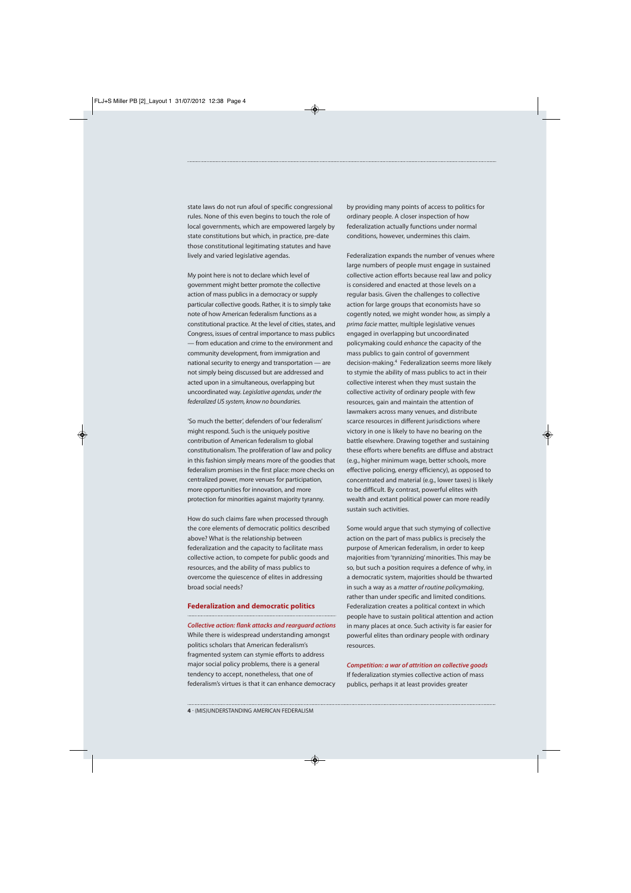state laws do not run afoul of specific congressional rules. None of this even begins to touch the role of local governments, which are empowered largely by state constitutions but which, in practice, pre-date those constitutional legitimating statutes and have lively and varied legislative agendas.

My point here is not to declare which level of government might better promote the collective action of mass publics in a democracy or supply particular collective goods. Rather, it is to simply take note of how American federalism functions as a constitutional practice. At the level of cities, states, and Congress, issues of central importance to mass publics — from education and crime to the environment and community development, from immigration and national security to energy and transportation — are not simply being discussed but are addressed and acted upon in a simultaneous, overlapping but uncoordinated way. *Legislative agendas, under the federalized US system, know no boundaries.*

'So much the better', defenders of 'our federalism' might respond. Such is the uniquely positive contribution of American federalism to global constitutionalism. The proliferation of law and policy in this fashion simply means more of the goodies that federalism promises in the first place: more checks on centralized power, more venues for participation, more opportunities for innovation, and more protection for minorities against majority tyranny.

How do such claims fare when processed through the core elements of democratic politics described above? What is the relationship between federalization and the capacity to facilitate mass collective action, to compete for public goods and resources, and the ability of mass publics to overcome the quiescence of elites in addressing broad social needs?

## Federalization and democratic politics

### *Collective action: flank attacks and rearguard actions*

While there is widespread understanding amongst politics scholars that American federalism's fragmented system can stymie efforts to address major social policy problems, there is a general tendency to accept, nonetheless, that one of federalism's virtues is that it can enhance democracy by providing many points of access to politics for ordinary people. A closer inspection of how federalization actually functions under normal conditions, however, undermines this claim.

Federalization expands the number of venues where large numbers of people must engage in sustained collective action efforts because real law and policy is considered and enacted at those levels on a regular basis. Given the challenges to collective action for large groups that economists have so cogently noted, we might wonder how, as simply a *prima facie* matter, multiple legislative venues engaged in overlapping but uncoordinated policymaking could *enhance* the capacity of the mass publics to gain control of government decision-making.[4] Federalization seems more likely to stymie the ability of mass publics to act in their collective interest when they must sustain the collective activity of ordinary people with few resources, gain and maintain the attention of lawmakers across many venues, and distribute scarce resources in different jurisdictions where victory in one is likely to have no bearing on the battle elsewhere. Drawing together and sustaining these efforts where benefits are diffuse and abstract (e.g., higher minimum wage, better schools, more effective policing, energy efficiency), as opposed to concentrated and material (e.g., lower taxes) is likely to be difficult. By contrast, powerful elites with wealth and extant political power can more readily sustain such activities.

Some would argue that such stymying of collective action on the part of mass publics is precisely the purpose of American federalism, in order to keep majorities from 'tyrannizing' minorities. This may be so, but such a position requires a defence of why, in a democratic system, majorities should be thwarted in such a way as a *matter of routine policymaking*, rather than under specific and limited conditions. Federalization creates a political context in which people have to sustain political attention and action in many places at once. Such activity is far easier for powerful elites than ordinary people with ordinary resources.

### *Competition: a war of attrition on collective goods*

If federalization stymies collective action of mass publics, perhaps it at least provides greater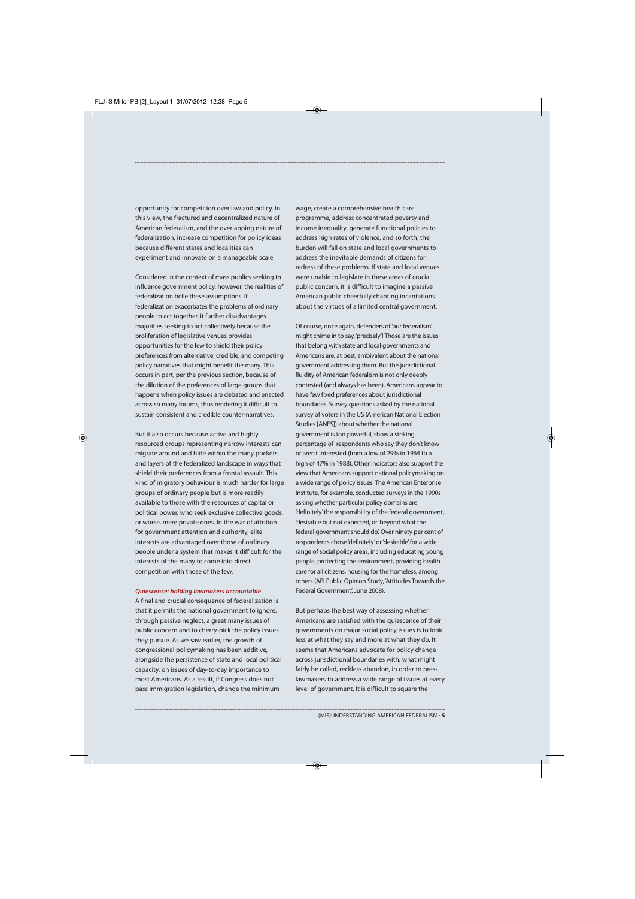opportunity for competition over law and policy. In this view, the fractured and decentralized nature of American federalism, and the overlapping nature of federalization, increase competition for policy ideas because different states and localities can experiment and innovate on a manageable scale.

Considered in the context of mass publics seeking to influence government policy, however, the realities of federalization belie these assumptions. If federalization exacerbates the problems of ordinary people to act together, it further disadvantages majorities seeking to act collectively because the proliferation of legislative venues provides opportunities for the few to shield their policy preferences from alternative, credible, and competing policy narratives that might benefit the many. This occurs in part, per the previous section, because of the dilution of the preferences of large groups that happens when policy issues are debated and enacted across so many forums, thus rendering it difficult to sustain consistent and credible counter-narratives.

But it also occurs because active and highly resourced groups representing narrow interests can migrate around and hide within the many pockets and layers of the federalized landscape in ways that shield their preferences from a frontal assault. This kind of migratory behaviour is much harder for large groups of ordinary people but is more readily available to those with the resources of capital or political power, who seek exclusive collective goods, or worse, mere private ones. In the war of attrition for government attention and authority, elite interests are advantaged over those of ordinary people under a system that makes it difficult for the interests of the many to come into direct competition with those of the few.

### *Quiescence: holding lawmakers accountable*

A final and crucial consequence of federalization is that it permits the national government to ignore, through passive neglect, a great many issues of public concern and to cherry-pick the policy issues they pursue. As we saw earlier, the growth of congressional policymaking has been additive, alongside the persistence of state and local political capacity, on issues of day-to-day importance to most Americans. As a result, if Congress does not pass immigration legislation, change the minimum wage, create a comprehensive health care programme, address concentrated poverty and income inequality, generate functional policies to address high rates of violence, and so forth, the burden will fall on state and local governments to address the inevitable demands of citizens for redress of these problems. If state and local venues were unable to legislate in these areas of crucial public concern, it is difficult to imagine a passive American public cheerfully chanting incantations about the virtues of a limited central government.

Of course, once again, defenders of 'our federalism' might chime in to say, 'precisely'! Those are the issues that belong with state and local governments and Americans are, at best, ambivalent about the national government addressing them. But the jurisdictional fluidity of American federalism is not only deeply contested (and always has been), Americans appear to have few fixed preferences about jurisdictional boundaries. Survey questions asked by the national survey of voters in the US (American National Election Studies [ANES]) about whether the national government is too powerful, show a striking percentage of respondents who say they don't know or aren't interested (from a low of 29% in 1964 to a high of 47% in 1988). Other indicators also support the view that Americans support national policymaking on a wide range of policy issues. The American Enterprise Institute, for example, conducted surveys in the 1990s asking whether particular policy domains are 'definitely' the responsibility of the federal government, 'desirable but not expected,' or 'beyond what the federal government should do'. Over ninety per cent of respondents chose 'definitely' or 'desirable' for a wide range of social policy areas, including educating young people, protecting the environment, providing health care for all citizens, housing for the homeless, among others (AEI Public Opinion Study, 'Attitudes Towards the Federal Government', June 2008).

But perhaps the best way of assessing whether Americans are satisfied with the quiescence of their governments on major social policy issues is to look less at what they say and more at what they do. It seems that Americans advocate for policy change across jurisdictional boundaries with, what might fairly be called, reckless abandon, in order to press lawmakers to address a wide range of issues at every level of government. It is difficult to square the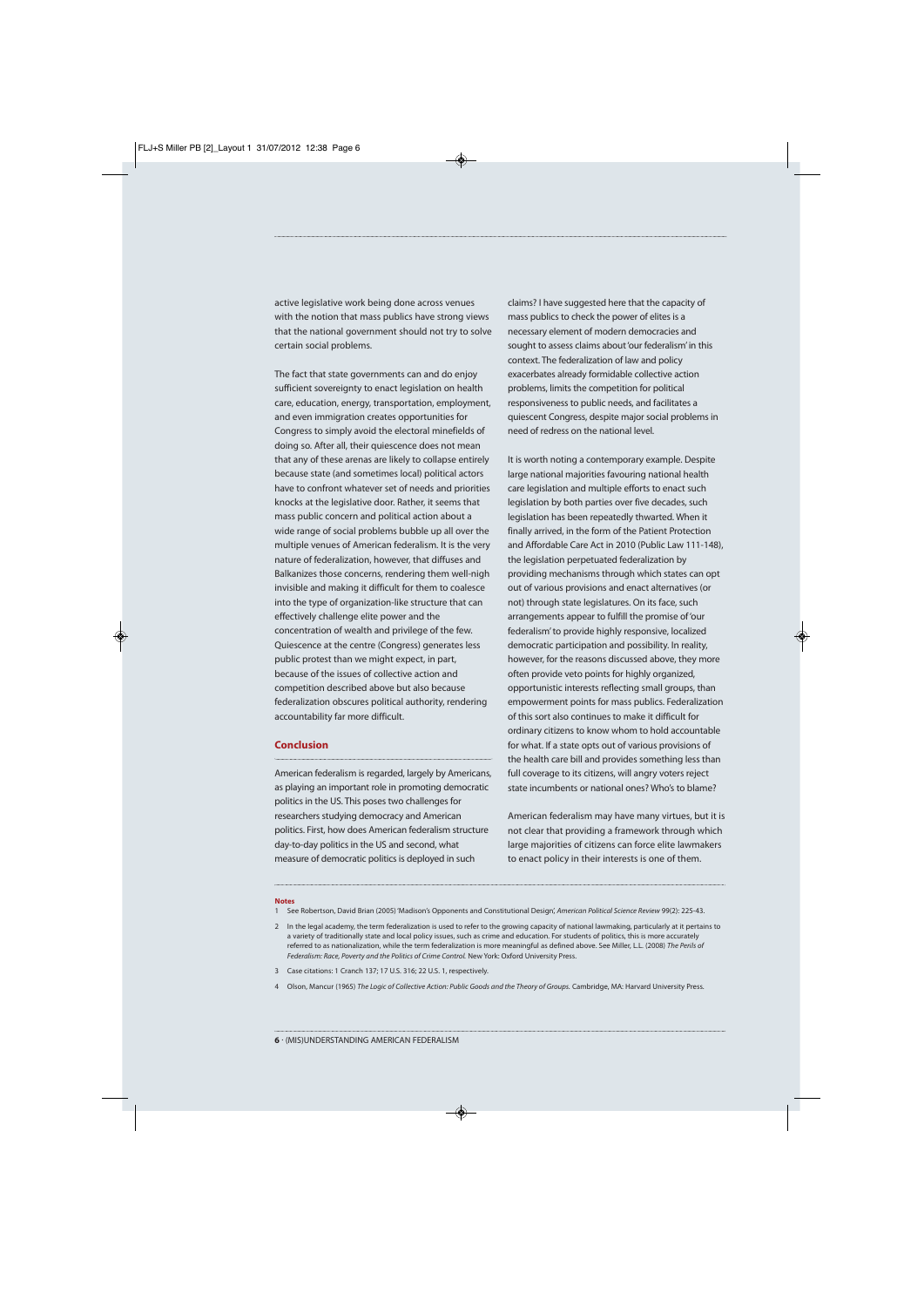active legislative work being done across venues with the notion that mass publics have strong views that the national government should not try to solve certain social problems.

The fact that state governments can and do enjoy sufficient sovereignty to enact legislation on health care, education, energy, transportation, employment, and even immigration creates opportunities for Congress to simply avoid the electoral minefields of doing so. After all, their quiescence does not mean that any of these arenas are likely to collapse entirely because state (and sometimes local) political actors have to confront whatever set of needs and priorities knocks at the legislative door. Rather, it seems that mass public concern and political action about a wide range of social problems bubble up all over the multiple venues of American federalism. It is the very nature of federalization, however, that diffuses and Balkanizes those concerns, rendering them well-nigh invisible and making it difficult for them to coalesce into the type of organization-like structure that can effectively challenge elite power and the concentration of wealth and privilege of the few. Quiescence at the centre (Congress) generates less public protest than we might expect, in part, because of the issues of collective action and competition described above but also because federalization obscures political authority, rendering accountability far more difficult.

## Conclusion

American federalism is regarded, largely by Americans, as playing an important role in promoting democratic politics in the US. This poses two challenges for researchers studying democracy and American politics. First, how does American federalism structure day-to-day politics in the US and second, what measure of democratic politics is deployed in such claims? I have suggested here that the capacity of mass publics to check the power of elites is a necessary element of modern democracies and sought to assess claims about 'our federalism' in this context. The federalization of law and policy exacerbates already formidable collective action problems, limits the competition for political responsiveness to public needs, and facilitates a quiescent Congress, despite major social problems in need of redress on the national level.

It is worth noting a contemporary example. Despite large national majorities favouring national health care legislation and multiple efforts to enact such legislation by both parties over five decades, such legislation has been repeatedly thwarted. When it finally arrived, in the form of the Patient Protection and Affordable Care Act in 2010 (Public Law 111-148), the legislation perpetuated federalization by providing mechanisms through which states can opt out of various provisions and enact alternatives (or not) through state legislatures. On its face, such arrangements appear to fulfill the promise of 'our federalism' to provide highly responsive, localized democratic participation and possibility. In reality, however, for the reasons discussed above, they more often provide veto points for highly organized, opportunistic interests reflecting small groups, than empowerment points for mass publics. Federalization of this sort also continues to make it difficult for ordinary citizens to know whom to hold accountable for what. If a state opts out of various provisions of the health care bill and provides something less than full coverage to its citizens, will angry voters reject state incumbents or national ones? Who's to blame?

American federalism may have many virtues, but it is not clear that providing a framework through which large majorities of citizens can force elite lawmakers to enact policy in their interests is one of them.

**Notes**

1. See Robertson, David Brian (2005) 'Madison's Opponents and Constitutional Design', *American Political Science Review* 99(2): 225-43.
2. In the legal academy, the term federalization is used to refer to the growing capacity of national lawmaking, particularly at it pertains to a variety of traditionally state and local policy issues, such as crime and education. For students of politics, this is more accurately referred to as nationalization, while the term federalization is more meaningful as defined above. See Miller, L.L. (2008) *The Perils of Federalism: Race, Poverty and the Politics of Crime Control.* New York: Oxford University Press.
3. Case citations: 1 Cranch 137; 17 U.S. 316; 22 U.S. 1, respectively.
4. Olson, Mancur (1965) *The Logic of Collective Action: Public Goods and the Theory of Groups.* Cambridge, MA: Harvard University Press.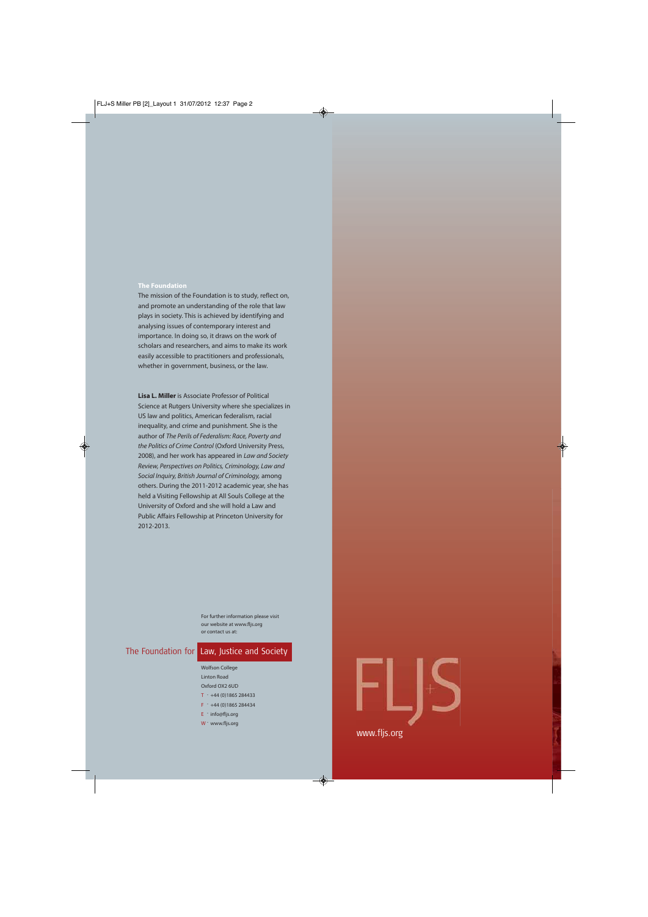## The Foundation

The mission of the Foundation is to study, reflect on, and promote an understanding of the role that law plays in society. This is achieved by identifying and analysing issues of contemporary interest and importance. In doing so, it draws on the work of scholars and researchers, and aims to make its work easily accessible to practitioners and professionals, whether in government, business, or the law.

**Lisa L. Miller** is Associate Professor of Political Science at Rutgers University where she specializes in US law and politics, American federalism, racial inequality, and crime and punishment. She is the author of *The Perils of Federalism: Race, Poverty and the Politics of Crime Control* (Oxford University Press, 2008), and her work has appeared in *Law and Society Review, Perspectives on Politics, Criminology, Law and Social Inquiry, British Journal of Criminology,* among others. During the 2011-2012 academic year, she has held a Visiting Fellowship at All Souls College at the University of Oxford and she will hold a Law and Public Affairs Fellowship at Princeton University for 2012-2013.

For further information please visit our website at www.fljs.org or contact us at:

The Foundation for Law, Justice and Society

Wolfson College
Linton Road
Oxford OX2 6UD
T · +44 (0)1865 284433
F · +44 (0)1865 284434
E · info@fljs.org
W · www.fljs.org

FLJS

www.fljs.org